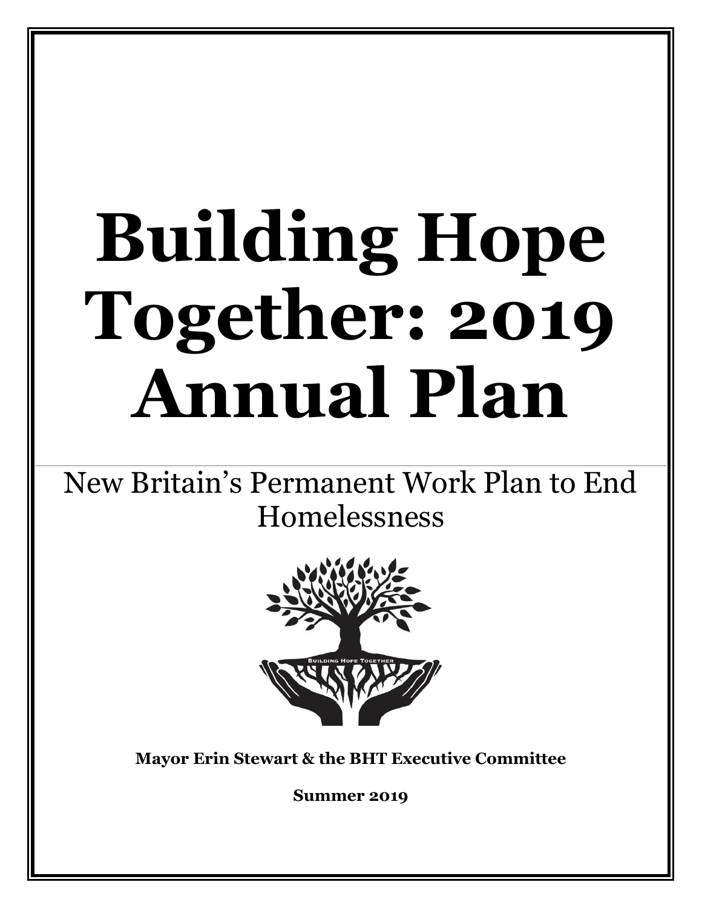# Building Hope Together: 2019 Annual Plan

New Britain's Permanent Work Plan to End Homelessness

**Mayor Erin Stewart & the BHT Executive Committee**

**Summer 2019**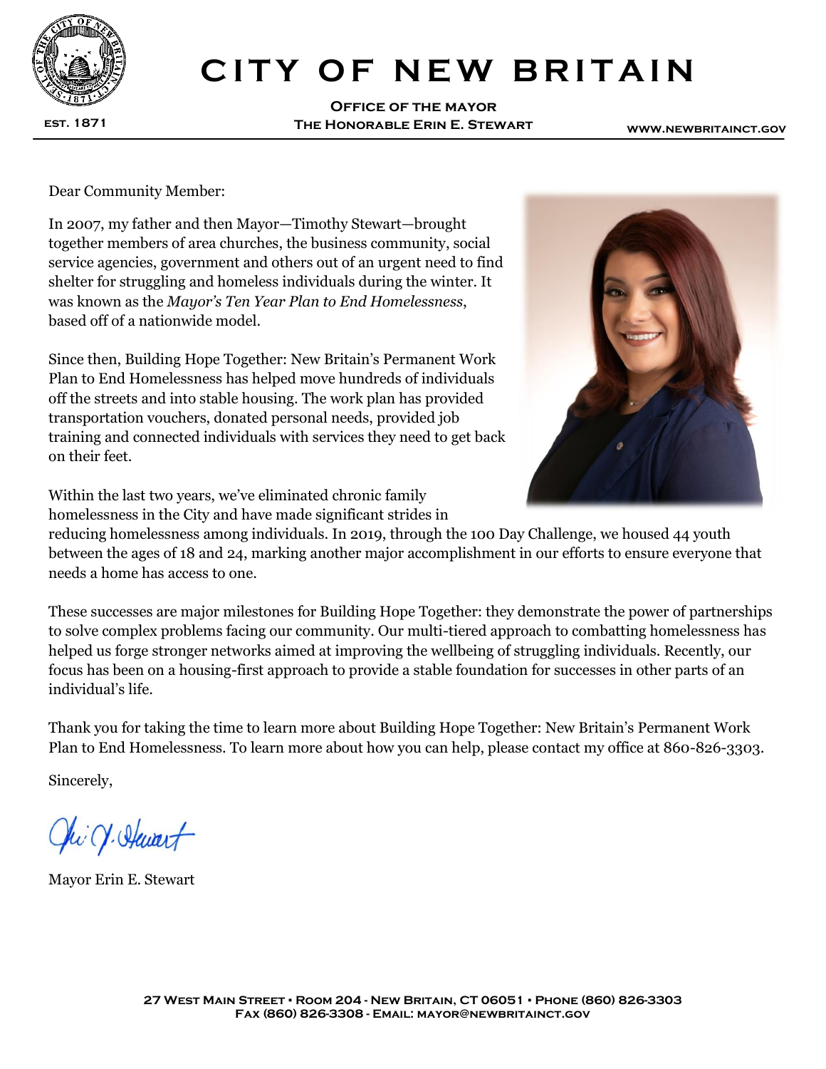# CITY OF NEW BRITAIN

**Office of the Mayor**
**The Honorable Erin E. Stewart**

EST. 1871

WWW.NEWBRITAINCT.GOV

Dear Community Member:

In 2007, my father and then Mayor—Timothy Stewart—brought together members of area churches, the business community, social service agencies, government and others out of an urgent need to find shelter for struggling and homeless individuals during the winter. It was known as the *Mayor's Ten Year Plan to End Homelessness*, based off of a nationwide model.

Since then, Building Hope Together: New Britain's Permanent Work Plan to End Homelessness has helped move hundreds of individuals off the streets and into stable housing. The work plan has provided transportation vouchers, donated personal needs, provided job training and connected individuals with services they need to get back on their feet.

Within the last two years, we've eliminated chronic family homelessness in the City and have made significant strides in reducing homelessness among individuals. In 2019, through the 100 Day Challenge, we housed 44 youth between the ages of 18 and 24, marking another major accomplishment in our efforts to ensure everyone that needs a home has access to one.

These successes are major milestones for Building Hope Together: they demonstrate the power of partnerships to solve complex problems facing our community. Our multi-tiered approach to combatting homelessness has helped us forge stronger networks aimed at improving the wellbeing of struggling individuals. Recently, our focus has been on a housing-first approach to provide a stable foundation for successes in other parts of an individual's life.

Thank you for taking the time to learn more about Building Hope Together: New Britain's Permanent Work Plan to End Homelessness. To learn more about how you can help, please contact my office at 860-826-3303.

Sincerely,

Mayor Erin E. Stewart

27 West Main Street • Room 204 - New Britain, CT 06051 • Phone (860) 826-3303
Fax (860) 826-3308 - Email: mayor@newbritainct.gov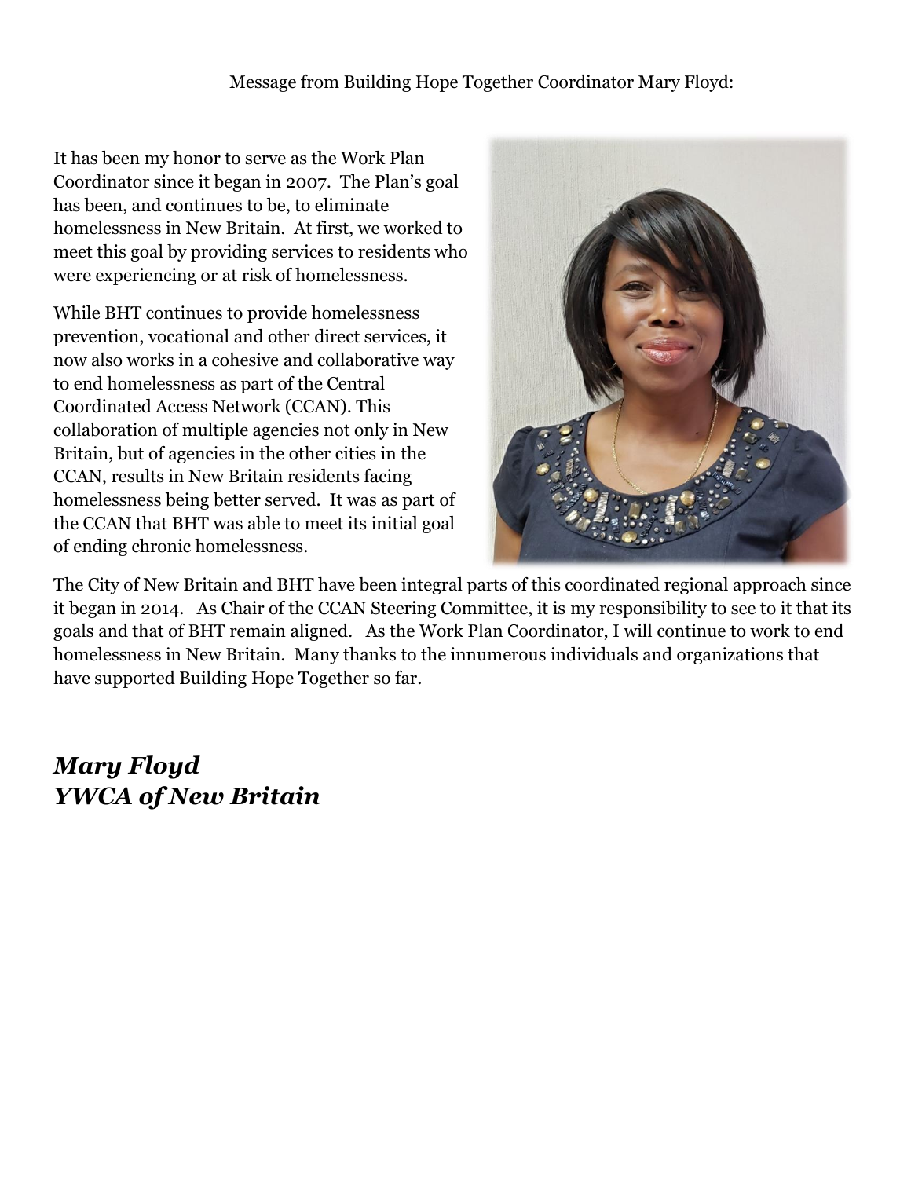Message from Building Hope Together Coordinator Mary Floyd:

It has been my honor to serve as the Work Plan Coordinator since it began in 2007. The Plan's goal has been, and continues to be, to eliminate homelessness in New Britain. At first, we worked to meet this goal by providing services to residents who were experiencing or at risk of homelessness.

While BHT continues to provide homelessness prevention, vocational and other direct services, it now also works in a cohesive and collaborative way to end homelessness as part of the Central Coordinated Access Network (CCAN). This collaboration of multiple agencies not only in New Britain, but of agencies in the other cities in the CCAN, results in New Britain residents facing homelessness being better served. It was as part of the CCAN that BHT was able to meet its initial goal of ending chronic homelessness.

The City of New Britain and BHT have been integral parts of this coordinated regional approach since it began in 2014. As Chair of the CCAN Steering Committee, it is my responsibility to see to it that its goals and that of BHT remain aligned. As the Work Plan Coordinator, I will continue to work to end homelessness in New Britain. Many thanks to the innumerous individuals and organizations that have supported Building Hope Together so far.

***Mary Floyd***
***YWCA of New Britain***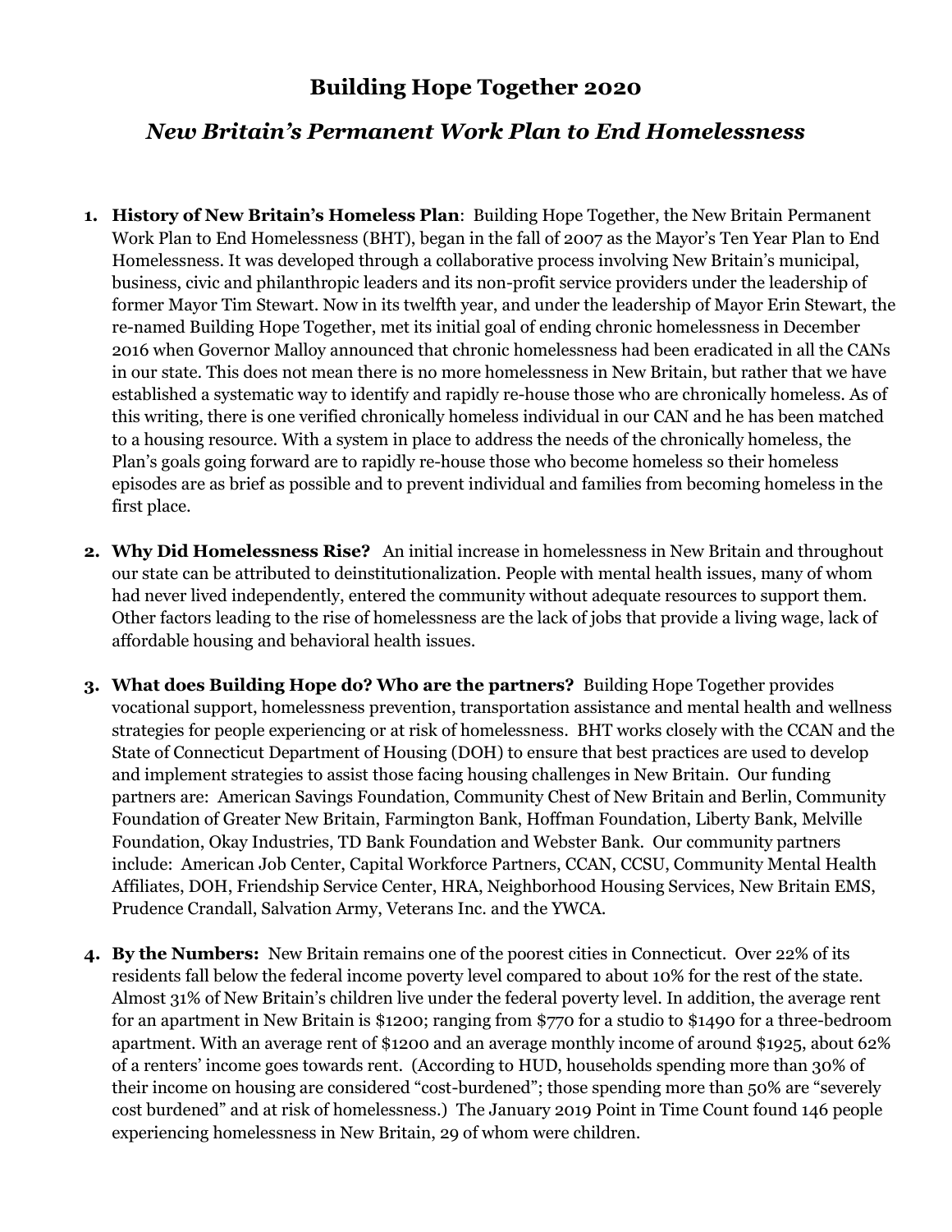# Building Hope Together 2020

## *New Britain's Permanent Work Plan to End Homelessness*

1. **History of New Britain's Homeless Plan**: Building Hope Together, the New Britain Permanent Work Plan to End Homelessness (BHT), began in the fall of 2007 as the Mayor's Ten Year Plan to End Homelessness. It was developed through a collaborative process involving New Britain's municipal, business, civic and philanthropic leaders and its non-profit service providers under the leadership of former Mayor Tim Stewart. Now in its twelfth year, and under the leadership of Mayor Erin Stewart, the re-named Building Hope Together, met its initial goal of ending chronic homelessness in December 2016 when Governor Malloy announced that chronic homelessness had been eradicated in all the CANs in our state. This does not mean there is no more homelessness in New Britain, but rather that we have established a systematic way to identify and rapidly re-house those who are chronically homeless. As of this writing, there is one verified chronically homeless individual in our CAN and he has been matched to a housing resource. With a system in place to address the needs of the chronically homeless, the Plan's goals going forward are to rapidly re-house those who become homeless so their homeless episodes are as brief as possible and to prevent individual and families from becoming homeless in the first place.

2. **Why Did Homelessness Rise?** An initial increase in homelessness in New Britain and throughout our state can be attributed to deinstitutionalization. People with mental health issues, many of whom had never lived independently, entered the community without adequate resources to support them. Other factors leading to the rise of homelessness are the lack of jobs that provide a living wage, lack of affordable housing and behavioral health issues.

3. **What does Building Hope do? Who are the partners?** Building Hope Together provides vocational support, homelessness prevention, transportation assistance and mental health and wellness strategies for people experiencing or at risk of homelessness. BHT works closely with the CCAN and the State of Connecticut Department of Housing (DOH) to ensure that best practices are used to develop and implement strategies to assist those facing housing challenges in New Britain. Our funding partners are: American Savings Foundation, Community Chest of New Britain and Berlin, Community Foundation of Greater New Britain, Farmington Bank, Hoffman Foundation, Liberty Bank, Melville Foundation, Okay Industries, TD Bank Foundation and Webster Bank. Our community partners include: American Job Center, Capital Workforce Partners, CCAN, CCSU, Community Mental Health Affiliates, DOH, Friendship Service Center, HRA, Neighborhood Housing Services, New Britain EMS, Prudence Crandall, Salvation Army, Veterans Inc. and the YWCA.

4. **By the Numbers:** New Britain remains one of the poorest cities in Connecticut. Over 22% of its residents fall below the federal income poverty level compared to about 10% for the rest of the state. Almost 31% of New Britain's children live under the federal poverty level. In addition, the average rent for an apartment in New Britain is $1200; ranging from $770 for a studio to $1490 for a three-bedroom apartment. With an average rent of $1200 and an average monthly income of around $1925, about 62% of a renters' income goes towards rent. (According to HUD, households spending more than 30% of their income on housing are considered "cost-burdened"; those spending more than 50% are "severely cost burdened" and at risk of homelessness.) The January 2019 Point in Time Count found 146 people experiencing homelessness in New Britain, 29 of whom were children.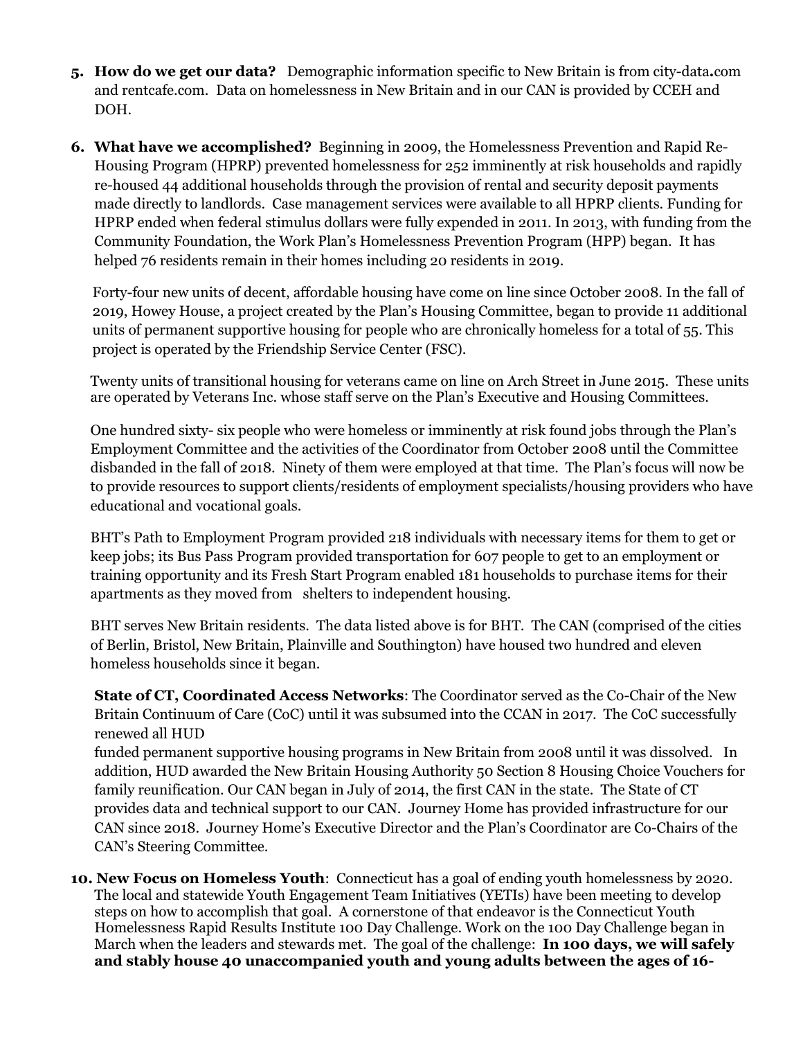5. **How do we get our data?** Demographic information specific to New Britain is from city-data**.**com and rentcafe.com. Data on homelessness in New Britain and in our CAN is provided by CCEH and DOH.

6. **What have we accomplished?** Beginning in 2009, the Homelessness Prevention and Rapid Re-Housing Program (HPRP) prevented homelessness for 252 imminently at risk households and rapidly re-housed 44 additional households through the provision of rental and security deposit payments made directly to landlords. Case management services were available to all HPRP clients. Funding for HPRP ended when federal stimulus dollars were fully expended in 2011. In 2013, with funding from the Community Foundation, the Work Plan's Homelessness Prevention Program (HPP) began. It has helped 76 residents remain in their homes including 20 residents in 2019.

   Forty-four new units of decent, affordable housing have come on line since October 2008. In the fall of 2019, Howey House, a project created by the Plan's Housing Committee, began to provide 11 additional units of permanent supportive housing for people who are chronically homeless for a total of 55. This project is operated by the Friendship Service Center (FSC).

   Twenty units of transitional housing for veterans came on line on Arch Street in June 2015. These units are operated by Veterans Inc. whose staff serve on the Plan's Executive and Housing Committees.

   One hundred sixty- six people who were homeless or imminently at risk found jobs through the Plan's Employment Committee and the activities of the Coordinator from October 2008 until the Committee disbanded in the fall of 2018. Ninety of them were employed at that time. The Plan's focus will now be to provide resources to support clients/residents of employment specialists/housing providers who have educational and vocational goals.

   BHT's Path to Employment Program provided 218 individuals with necessary items for them to get or keep jobs; its Bus Pass Program provided transportation for 607 people to get to an employment or training opportunity and its Fresh Start Program enabled 181 households to purchase items for their apartments as they moved from shelters to independent housing.

   BHT serves New Britain residents. The data listed above is for BHT. The CAN (comprised of the cities of Berlin, Bristol, New Britain, Plainville and Southington) have housed two hundred and eleven homeless households since it began.

   **State of CT, Coordinated Access Networks**: The Coordinator served as the Co-Chair of the New Britain Continuum of Care (CoC) until it was subsumed into the CCAN in 2017. The CoC successfully renewed all HUD funded permanent supportive housing programs in New Britain from 2008 until it was dissolved. In addition, HUD awarded the New Britain Housing Authority 50 Section 8 Housing Choice Vouchers for family reunification. Our CAN began in July of 2014, the first CAN in the state. The State of CT provides data and technical support to our CAN. Journey Home has provided infrastructure for our CAN since 2018. Journey Home's Executive Director and the Plan's Coordinator are Co-Chairs of the CAN's Steering Committee.

10. **New Focus on Homeless Youth**: Connecticut has a goal of ending youth homelessness by 2020. The local and statewide Youth Engagement Team Initiatives (YETIs) have been meeting to develop steps on how to accomplish that goal. A cornerstone of that endeavor is the Connecticut Youth Homelessness Rapid Results Institute 100 Day Challenge. Work on the 100 Day Challenge began in March when the leaders and stewards met. The goal of the challenge: **In 100 days, we will safely and stably house 40 unaccompanied youth and young adults between the ages of 16-**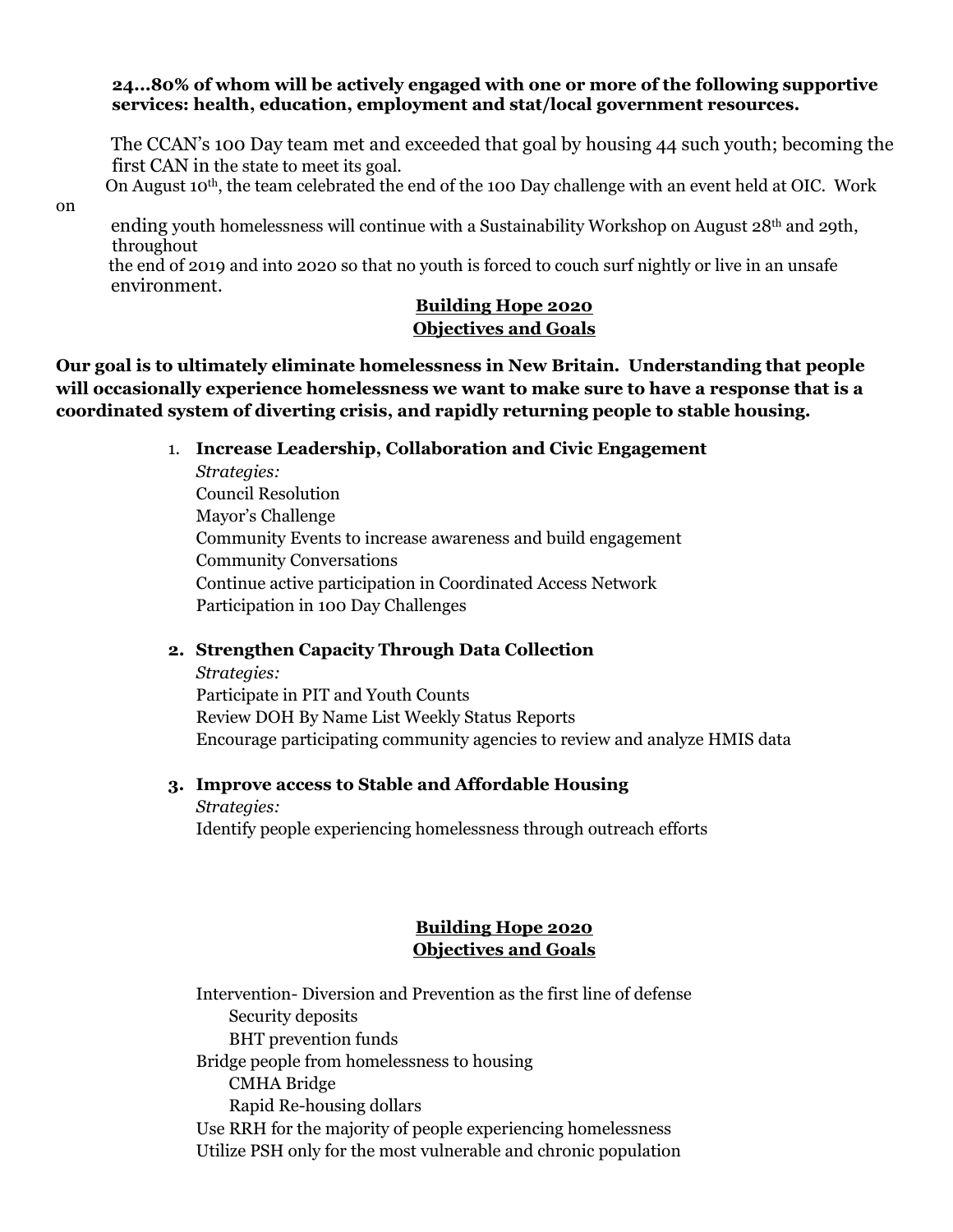**24…80% of whom will be actively engaged with one or more of the following supportive services: health, education, employment and stat/local government resources.**

The CCAN's 100 Day team met and exceeded that goal by housing 44 such youth; becoming the first CAN in the state to meet its goal.

On August 10th, the team celebrated the end of the 100 Day challenge with an event held at OIC. Work on ending youth homelessness will continue with a Sustainability Workshop on August 28th and 29th, throughout the end of 2019 and into 2020 so that no youth is forced to couch surf nightly or live in an unsafe environment.

## Building Hope 2020
## Objectives and Goals

**Our goal is to ultimately eliminate homelessness in New Britain. Understanding that people will occasionally experience homelessness we want to make sure to have a response that is a coordinated system of diverting crisis, and rapidly returning people to stable housing.**

1. **Increase Leadership, Collaboration and Civic Engagement**
   *Strategies:*
   Council Resolution
   Mayor's Challenge
   Community Events to increase awareness and build engagement
   Community Conversations
   Continue active participation in Coordinated Access Network
   Participation in 100 Day Challenges

2. **Strengthen Capacity Through Data Collection**
   *Strategies:*
   Participate in PIT and Youth Counts
   Review DOH By Name List Weekly Status Reports
   Encourage participating community agencies to review and analyze HMIS data

3. **Improve access to Stable and Affordable Housing**
   *Strategies:*
   Identify people experiencing homelessness through outreach efforts

## Building Hope 2020
## Objectives and Goals

Intervention- Diversion and Prevention as the first line of defense
- Security deposits
- BHT prevention funds

Bridge people from homelessness to housing
- CMHA Bridge
- Rapid Re-housing dollars

Use RRH for the majority of people experiencing homelessness
Utilize PSH only for the most vulnerable and chronic population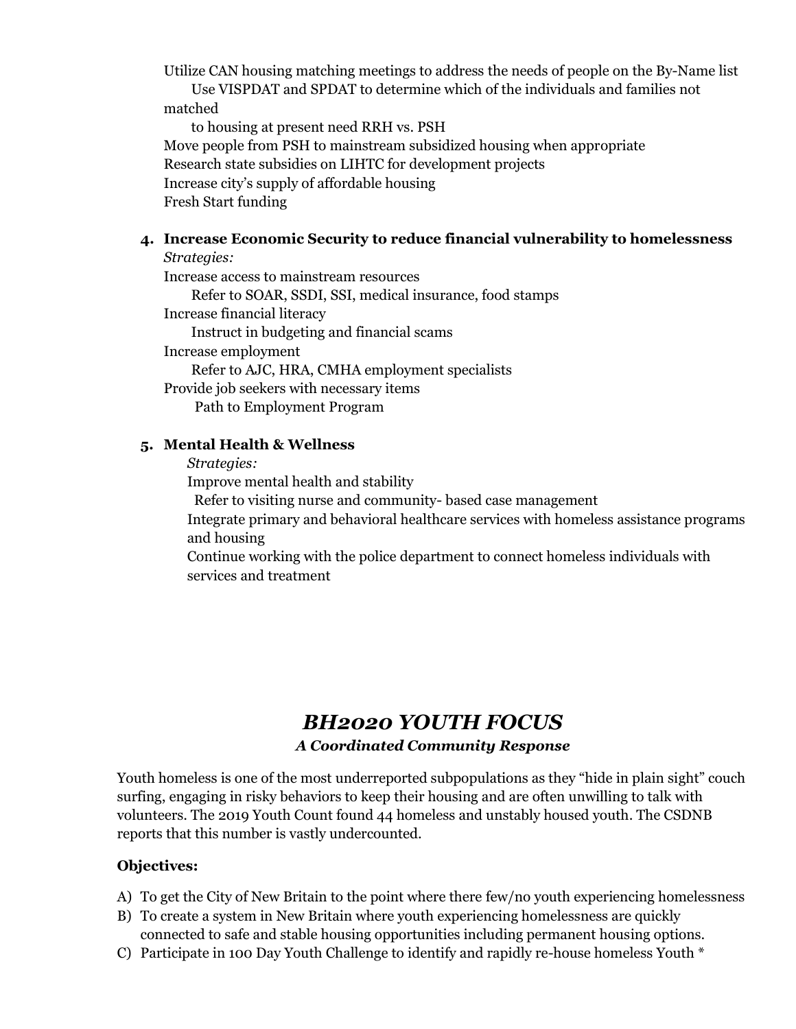Utilize CAN housing matching meetings to address the needs of people on the By-Name list
    Use VISPDAT and SPDAT to determine which of the individuals and families not matched
    to housing at present need RRH vs. PSH
Move people from PSH to mainstream subsidized housing when appropriate
Research state subsidies on LIHTC for development projects
Increase city's supply of affordable housing
Fresh Start funding

4. **Increase Economic Security to reduce financial vulnerability to homelessness**
   *Strategies:*
   Increase access to mainstream resources
       Refer to SOAR, SSDI, SSI, medical insurance, food stamps
   Increase financial literacy
       Instruct in budgeting and financial scams
   Increase employment
       Refer to AJC, HRA, CMHA employment specialists
   Provide job seekers with necessary items
       Path to Employment Program

5. **Mental Health & Wellness**
   *Strategies:*
   Improve mental health and stability
       Refer to visiting nurse and community- based case management
   Integrate primary and behavioral healthcare services with homeless assistance programs and housing
   Continue working with the police department to connect homeless individuals with services and treatment

## *BH2020 YOUTH FOCUS*

### *A Coordinated Community Response*

Youth homeless is one of the most underreported subpopulations as they "hide in plain sight" couch surfing, engaging in risky behaviors to keep their housing and are often unwilling to talk with volunteers. The 2019 Youth Count found 44 homeless and unstably housed youth. The CSDNB reports that this number is vastly undercounted.

**Objectives:**

A) To get the City of New Britain to the point where there few/no youth experiencing homelessness
B) To create a system in New Britain where youth experiencing homelessness are quickly connected to safe and stable housing opportunities including permanent housing options.
C) Participate in 100 Day Youth Challenge to identify and rapidly re-house homeless Youth *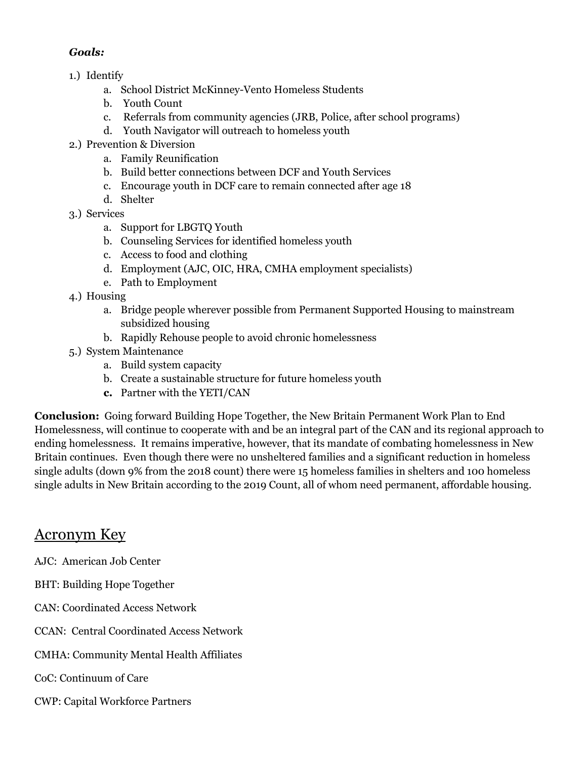***Goals:***

1.) Identify
   a. School District McKinney-Vento Homeless Students
   b. Youth Count
   c. Referrals from community agencies (JRB, Police, after school programs)
   d. Youth Navigator will outreach to homeless youth
2.) Prevention & Diversion
   a. Family Reunification
   b. Build better connections between DCF and Youth Services
   c. Encourage youth in DCF care to remain connected after age 18
   d. Shelter
3.) Services
   a. Support for LBGTQ Youth
   b. Counseling Services for identified homeless youth
   c. Access to food and clothing
   d. Employment (AJC, OIC, HRA, CMHA employment specialists)
   e. Path to Employment
4.) Housing
   a. Bridge people wherever possible from Permanent Supported Housing to mainstream subsidized housing
   b. Rapidly Rehouse people to avoid chronic homelessness
5.) System Maintenance
   a. Build system capacity
   b. Create a sustainable structure for future homeless youth
   **c.** Partner with the YETI/CAN

**Conclusion:** Going forward Building Hope Together, the New Britain Permanent Work Plan to End Homelessness, will continue to cooperate with and be an integral part of the CAN and its regional approach to ending homelessness. It remains imperative, however, that its mandate of combating homelessness in New Britain continues. Even though there were no unsheltered families and a significant reduction in homeless single adults (down 9% from the 2018 count) there were 15 homeless families in shelters and 100 homeless single adults in New Britain according to the 2019 Count, all of whom need permanent, affordable housing.

## Acronym Key

AJC: American Job Center

BHT: Building Hope Together

CAN: Coordinated Access Network

CCAN: Central Coordinated Access Network

CMHA: Community Mental Health Affiliates

CoC: Continuum of Care

CWP: Capital Workforce Partners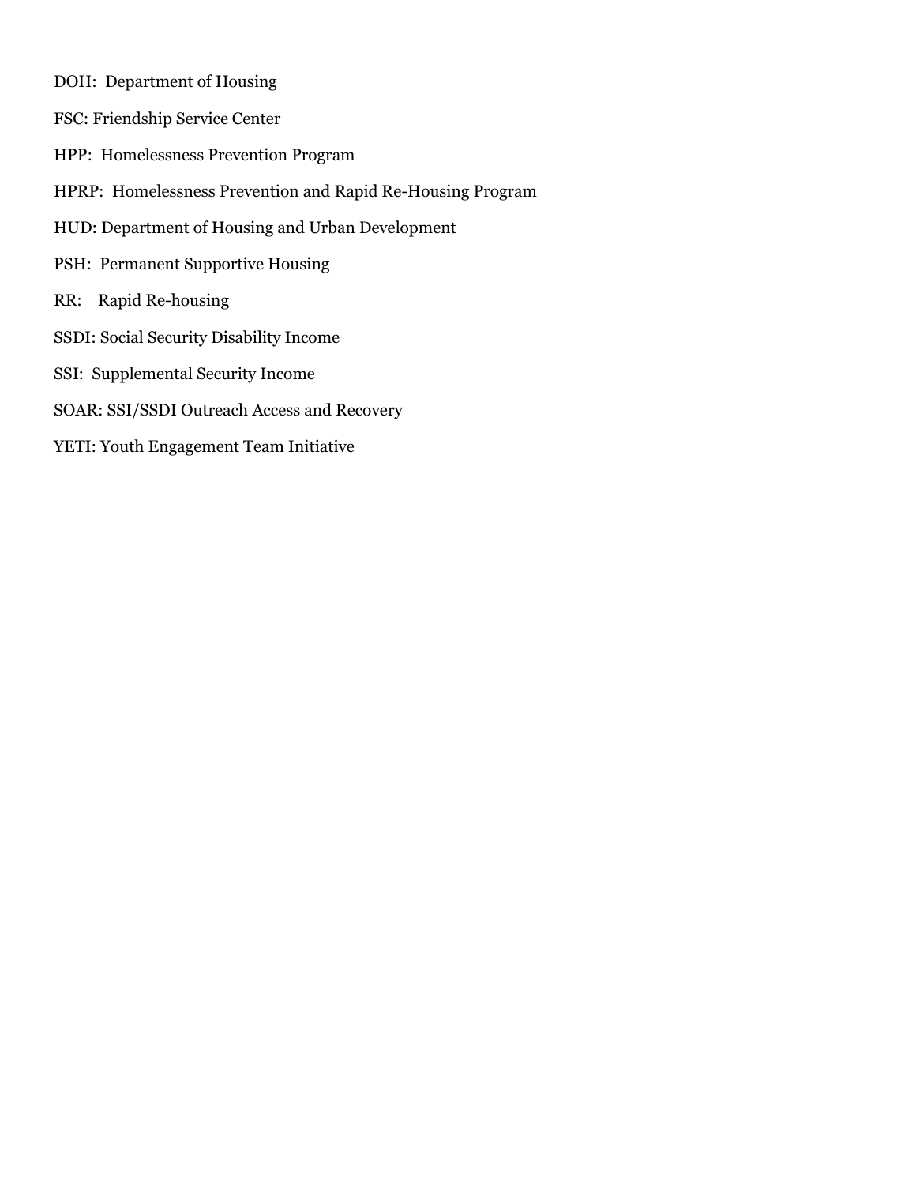DOH: Department of Housing

FSC: Friendship Service Center

HPP: Homelessness Prevention Program

HPRP: Homelessness Prevention and Rapid Re-Housing Program

HUD: Department of Housing and Urban Development

PSH: Permanent Supportive Housing

RR: Rapid Re-housing

SSDI: Social Security Disability Income

SSI: Supplemental Security Income

SOAR: SSI/SSDI Outreach Access and Recovery

YETI: Youth Engagement Team Initiative